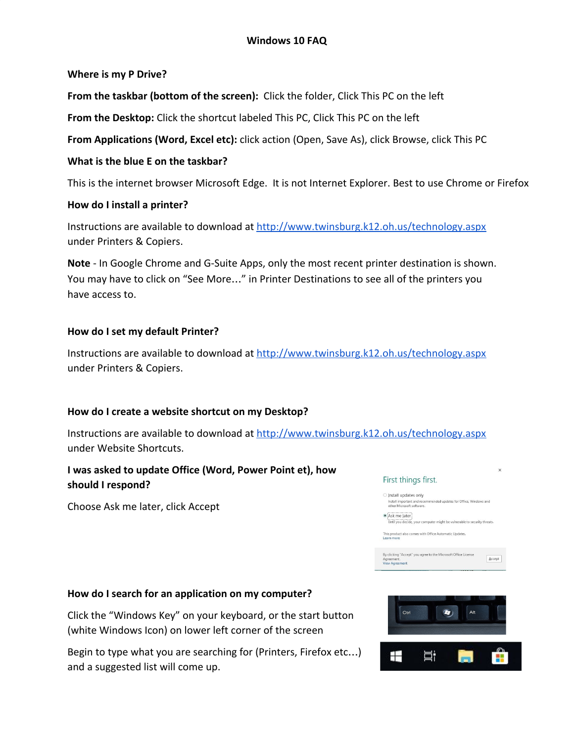# Windows 10 FAQ

**Where is my P Drive?**

**From the taskbar (bottom of the screen):** Click the folder, Click This PC on the left

**From the Desktop:** Click the shortcut labeled This PC, Click This PC on the left

**From Applications (Word, Excel etc):** click action (Open, Save As), click Browse, click This PC

**What is the blue E on the taskbar?**

This is the internet browser Microsoft Edge. It is not Internet Explorer. Best to use Chrome or Firefox

**How do I install a printer?**

Instructions are available to download at http://www.twinsburg.k12.oh.us/technology.aspx under Printers & Copiers.

**Note** - In Google Chrome and G-Suite Apps, only the most recent printer destination is shown. You may have to click on "See More…" in Printer Destinations to see all of the printers you have access to.

**How do I set my default Printer?**

Instructions are available to download at http://www.twinsburg.k12.oh.us/technology.aspx under Printers & Copiers.

**How do I create a website shortcut on my Desktop?**

Instructions are available to download at http://www.twinsburg.k12.oh.us/technology.aspx under Website Shortcuts.

**I was asked to update Office (Word, Power Point et), how should I respond?**

Choose Ask me later, click Accept

**How do I search for an application on my computer?**

Click the "Windows Key" on your keyboard, or the start button (white Windows Icon) on lower left corner of the screen

Begin to type what you are searching for (Printers, Firefox etc…) and a suggested list will come up.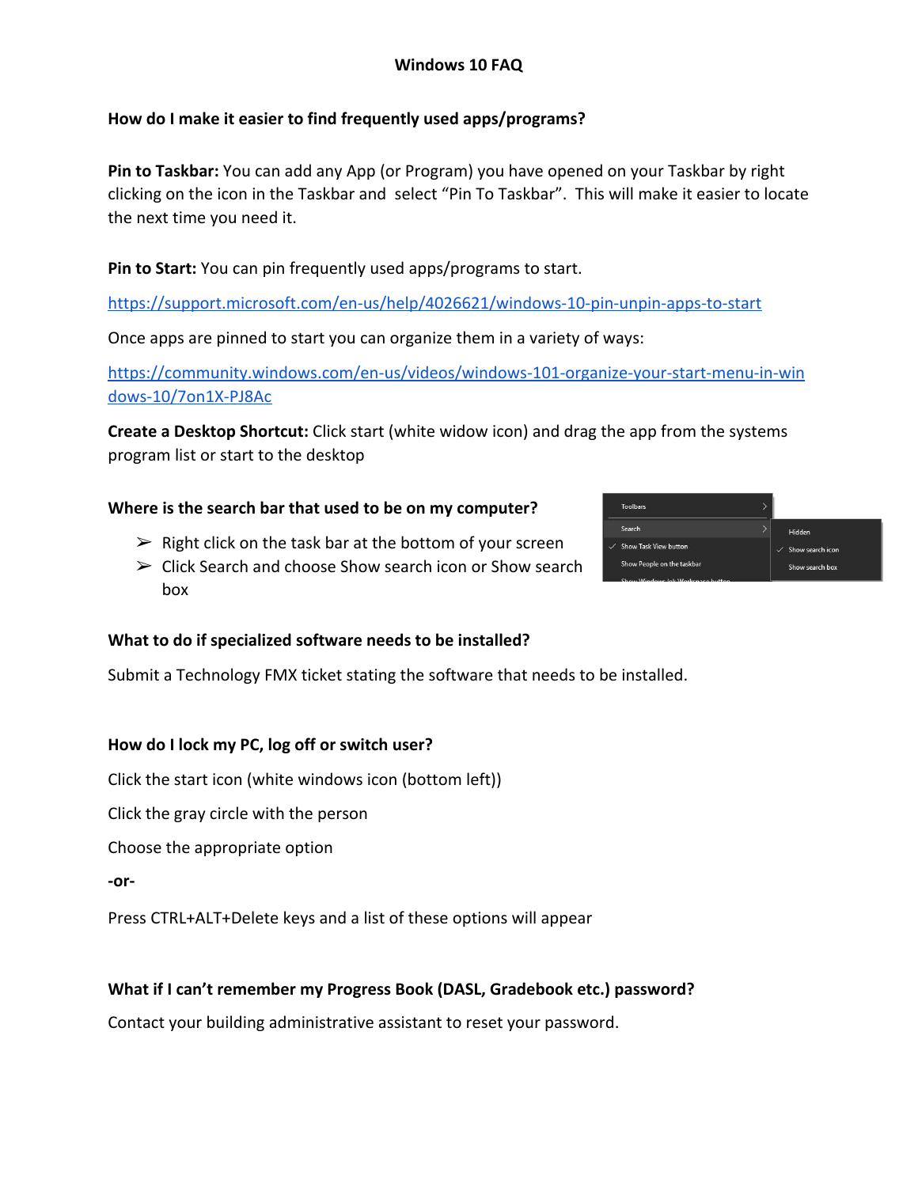# Windows 10 FAQ

## How do I make it easier to find frequently used apps/programs?

**Pin to Taskbar:** You can add any App (or Program) you have opened on your Taskbar by right clicking on the icon in the Taskbar and select "Pin To Taskbar". This will make it easier to locate the next time you need it.

**Pin to Start:** You can pin frequently used apps/programs to start.

https://support.microsoft.com/en-us/help/4026621/windows-10-pin-unpin-apps-to-start

Once apps are pinned to start you can organize them in a variety of ways:

https://community.windows.com/en-us/videos/windows-101-organize-your-start-menu-in-windows-10/7on1X-PJ8Ac

**Create a Desktop Shortcut:** Click start (white widow icon) and drag the app from the systems program list or start to the desktop

## Where is the search bar that used to be on my computer?

- Right click on the task bar at the bottom of your screen
- Click Search and choose Show search icon or Show search box

## What to do if specialized software needs to be installed?

Submit a Technology FMX ticket stating the software that needs to be installed.

## How do I lock my PC, log off or switch user?

Click the start icon (white windows icon (bottom left))

Click the gray circle with the person

Choose the appropriate option

**-or-**

Press CTRL+ALT+Delete keys and a list of these options will appear

## What if I can't remember my Progress Book (DASL, Gradebook etc.) password?

Contact your building administrative assistant to reset your password.